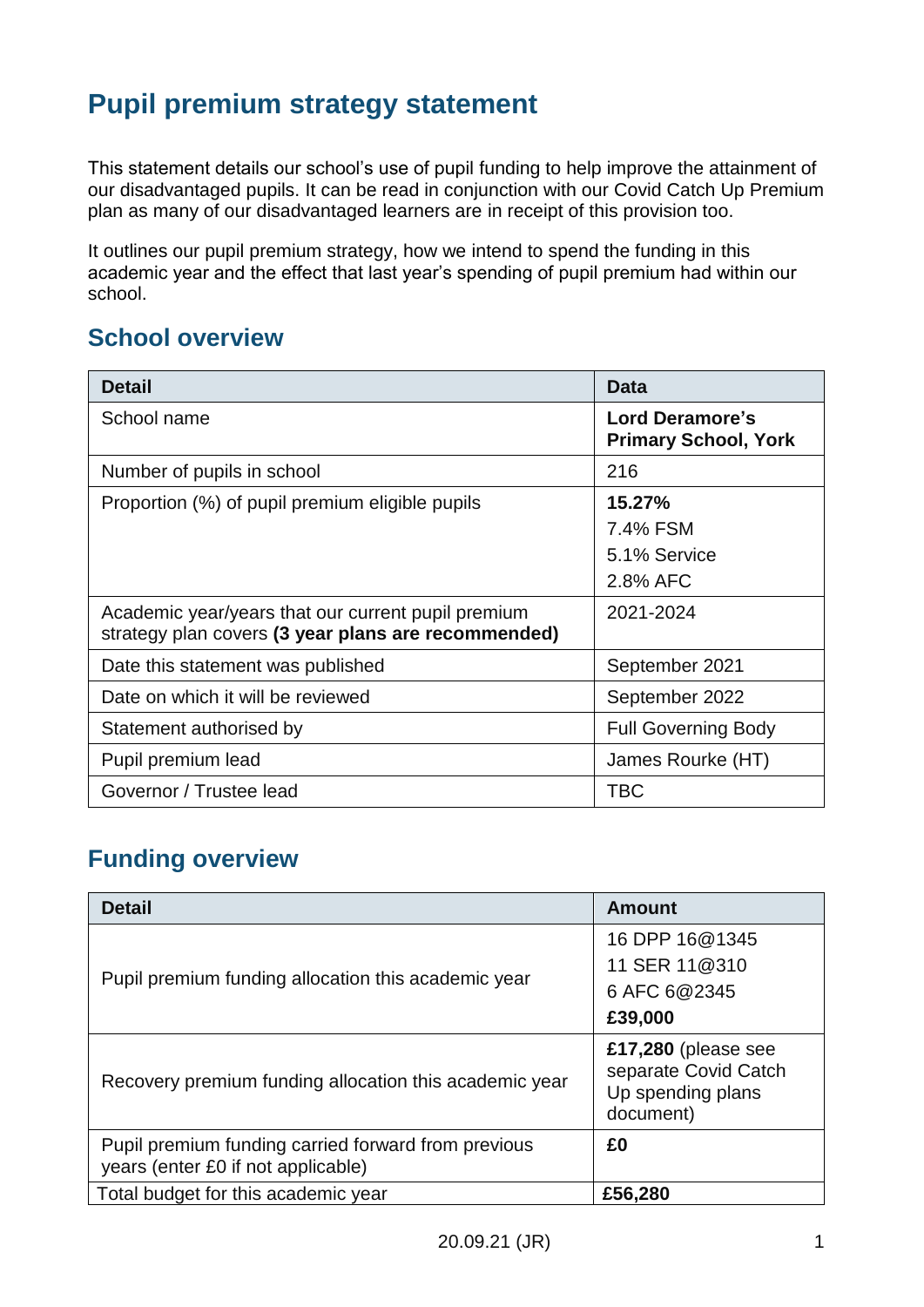# Pupil premium strategy statement

This statement details our school's use of pupil funding to help improve the attainment of our disadvantaged pupils. It can be read in conjunction with our Covid Catch Up Premium plan as many of our disadvantaged learners are in receipt of this provision too.

It outlines our pupil premium strategy, how we intend to spend the funding in this academic year and the effect that last year's spending of pupil premium had within our school.

## School overview

| Detail | Data |
|---|---|
| School name | **Lord Deramore's Primary School, York** |
| Number of pupils in school | 216 |
| Proportion (%) of pupil premium eligible pupils | **15.27%**<br>7.4% FSM<br>5.1% Service<br>2.8% AFC |
| Academic year/years that our current pupil premium strategy plan covers **(3 year plans are recommended)** | 2021-2024 |
| Date this statement was published | September 2021 |
| Date on which it will be reviewed | September 2022 |
| Statement authorised by | Full Governing Body |
| Pupil premium lead | James Rourke (HT) |
| Governor / Trustee lead | TBC |

## Funding overview

| Detail | Amount |
|---|---|
| Pupil premium funding allocation this academic year | 16 DPP 16@1345<br>11 SER 11@310<br>6 AFC 6@2345<br>**£39,000** |
| Recovery premium funding allocation this academic year | **£17,280** (please see separate Covid Catch Up spending plans document) |
| Pupil premium funding carried forward from previous years (enter £0 if not applicable) | **£0** |
| Total budget for this academic year | **£56,280** |

20.09.21 (JR)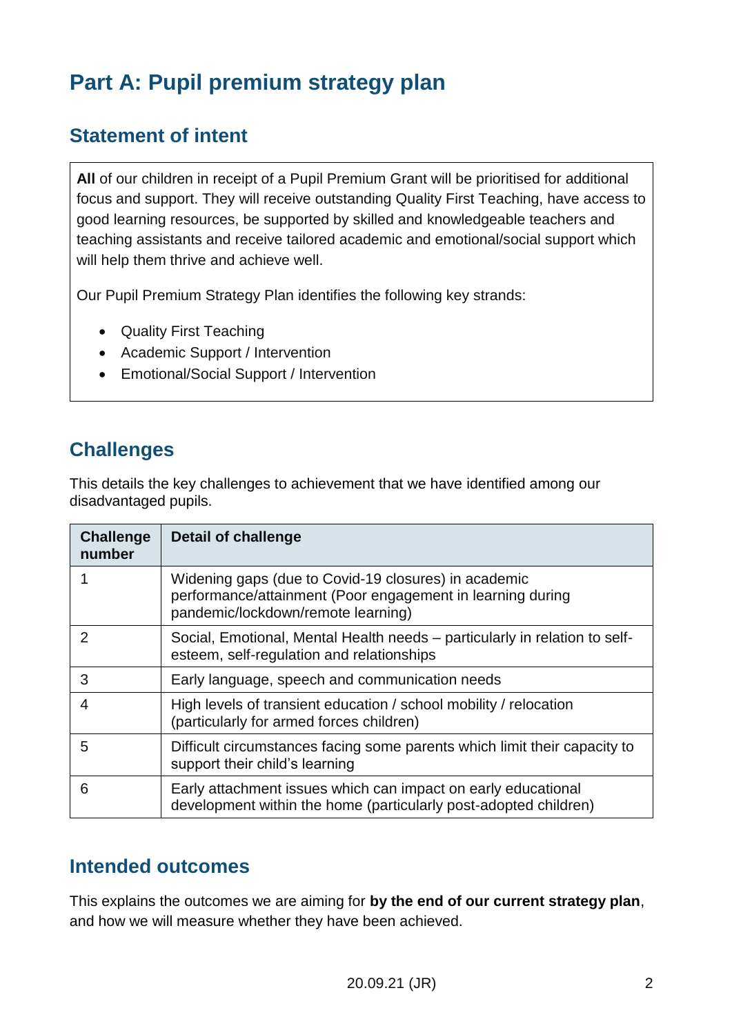# Part A: Pupil premium strategy plan

## Statement of intent

**All** of our children in receipt of a Pupil Premium Grant will be prioritised for additional focus and support. They will receive outstanding Quality First Teaching, have access to good learning resources, be supported by skilled and knowledgeable teachers and teaching assistants and receive tailored academic and emotional/social support which will help them thrive and achieve well.

Our Pupil Premium Strategy Plan identifies the following key strands:

- Quality First Teaching
- Academic Support / Intervention
- Emotional/Social Support / Intervention

## Challenges

This details the key challenges to achievement that we have identified among our disadvantaged pupils.

| Challenge number | Detail of challenge |
|---|---|
| 1 | Widening gaps (due to Covid-19 closures) in academic performance/attainment (Poor engagement in learning during pandemic/lockdown/remote learning) |
| 2 | Social, Emotional, Mental Health needs – particularly in relation to self-esteem, self-regulation and relationships |
| 3 | Early language, speech and communication needs |
| 4 | High levels of transient education / school mobility / relocation (particularly for armed forces children) |
| 5 | Difficult circumstances facing some parents which limit their capacity to support their child's learning |
| 6 | Early attachment issues which can impact on early educational development within the home (particularly post-adopted children) |

## Intended outcomes

This explains the outcomes we are aiming for **by the end of our current strategy plan**, and how we will measure whether they have been achieved.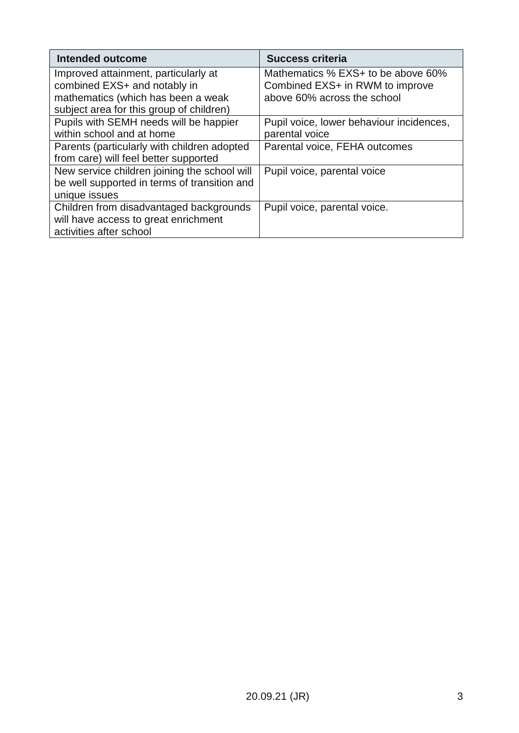| Intended outcome | Success criteria |
| --- | --- |
| Improved attainment, particularly at combined EXS+ and notably in mathematics (which has been a weak subject area for this group of children) | Mathematics % EXS+ to be above 60% Combined EXS+ in RWM to improve above 60% across the school |
| Pupils with SEMH needs will be happier within school and at home | Pupil voice, lower behaviour incidences, parental voice |
| Parents (particularly with children adopted from care) will feel better supported | Parental voice, FEHA outcomes |
| New service children joining the school will be well supported in terms of transition and unique issues | Pupil voice, parental voice |
| Children from disadvantaged backgrounds will have access to great enrichment activities after school | Pupil voice, parental voice. |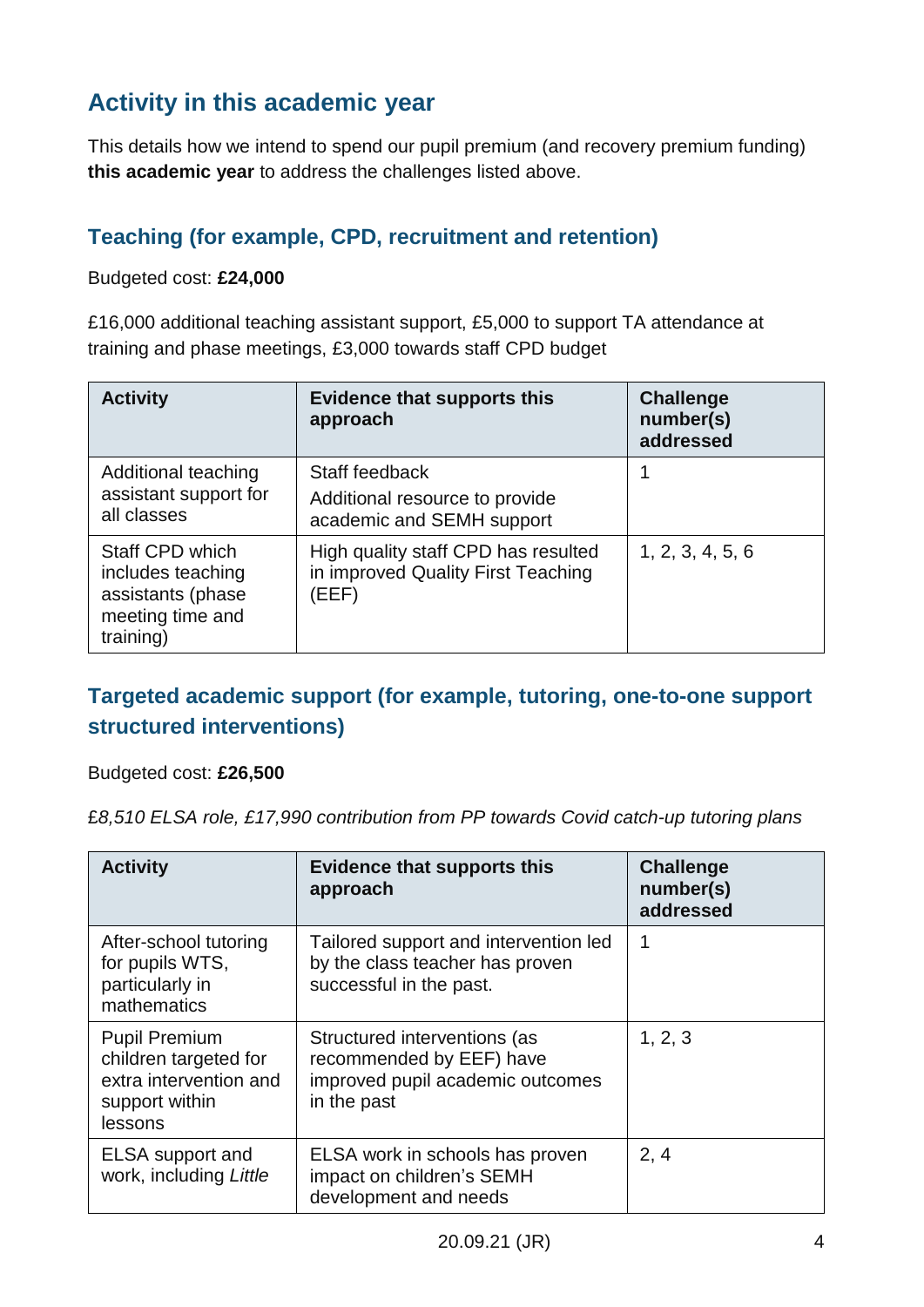## Activity in this academic year

This details how we intend to spend our pupil premium (and recovery premium funding) **this academic year** to address the challenges listed above.

### Teaching (for example, CPD, recruitment and retention)

Budgeted cost: **£24,000**

£16,000 additional teaching assistant support, £5,000 to support TA attendance at training and phase meetings, £3,000 towards staff CPD budget

| Activity | Evidence that supports this approach | Challenge number(s) addressed |
| --- | --- | --- |
| Additional teaching assistant support for all classes | Staff feedback<br>Additional resource to provide academic and SEMH support | 1 |
| Staff CPD which includes teaching assistants (phase meeting time and training) | High quality staff CPD has resulted in improved Quality First Teaching (EEF) | 1, 2, 3, 4, 5, 6 |

### Targeted academic support (for example, tutoring, one-to-one support structured interventions)

Budgeted cost: **£26,500**

*£8,510 ELSA role, £17,990 contribution from PP towards Covid catch-up tutoring plans*

| Activity | Evidence that supports this approach | Challenge number(s) addressed |
| --- | --- | --- |
| After-school tutoring for pupils WTS, particularly in mathematics | Tailored support and intervention led by the class teacher has proven successful in the past. | 1 |
| Pupil Premium children targeted for extra intervention and support within lessons | Structured interventions (as recommended by EEF) have improved pupil academic outcomes in the past | 1, 2, 3 |
| ELSA support and work, including *Little* | ELSA work in schools has proven impact on children's SEMH development and needs | 2, 4 |

20.09.21 (JR)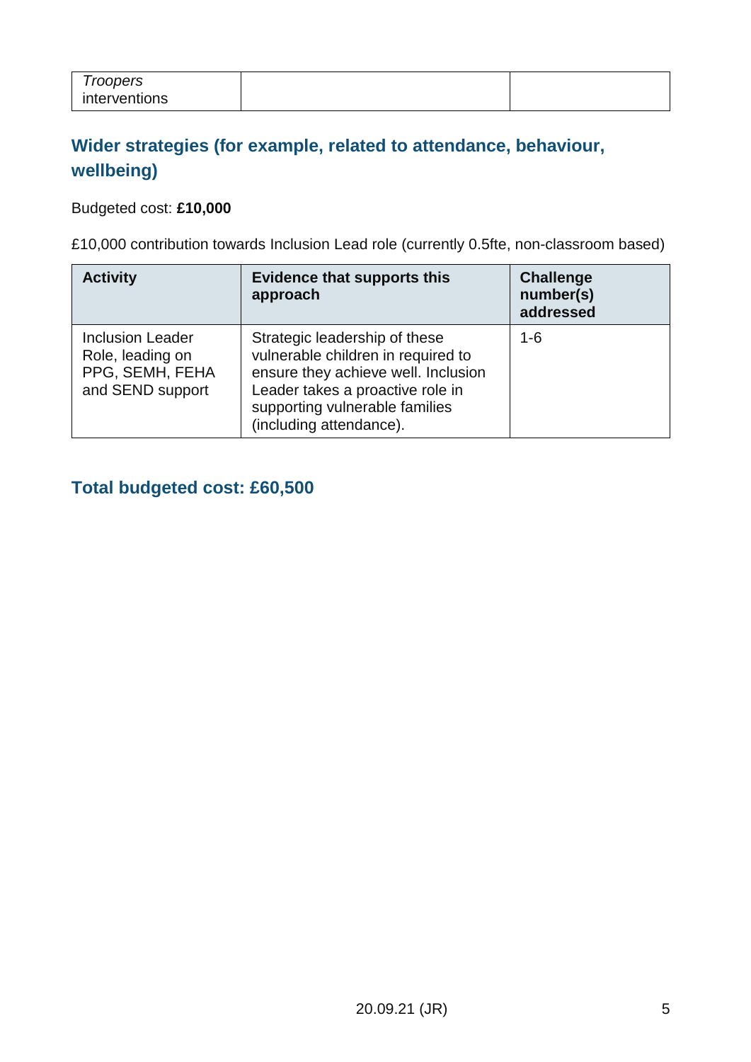| *Troopers* interventions | | |
|---|---|---|

## Wider strategies (for example, related to attendance, behaviour, wellbeing)

Budgeted cost: **£10,000**

£10,000 contribution towards Inclusion Lead role (currently 0.5fte, non-classroom based)

| Activity | Evidence that supports this approach | Challenge number(s) addressed |
|---|---|---|
| Inclusion Leader Role, leading on PPG, SEMH, FEHA and SEND support | Strategic leadership of these vulnerable children in required to ensure they achieve well. Inclusion Leader takes a proactive role in supporting vulnerable families (including attendance). | 1-6 |

## Total budgeted cost: £60,500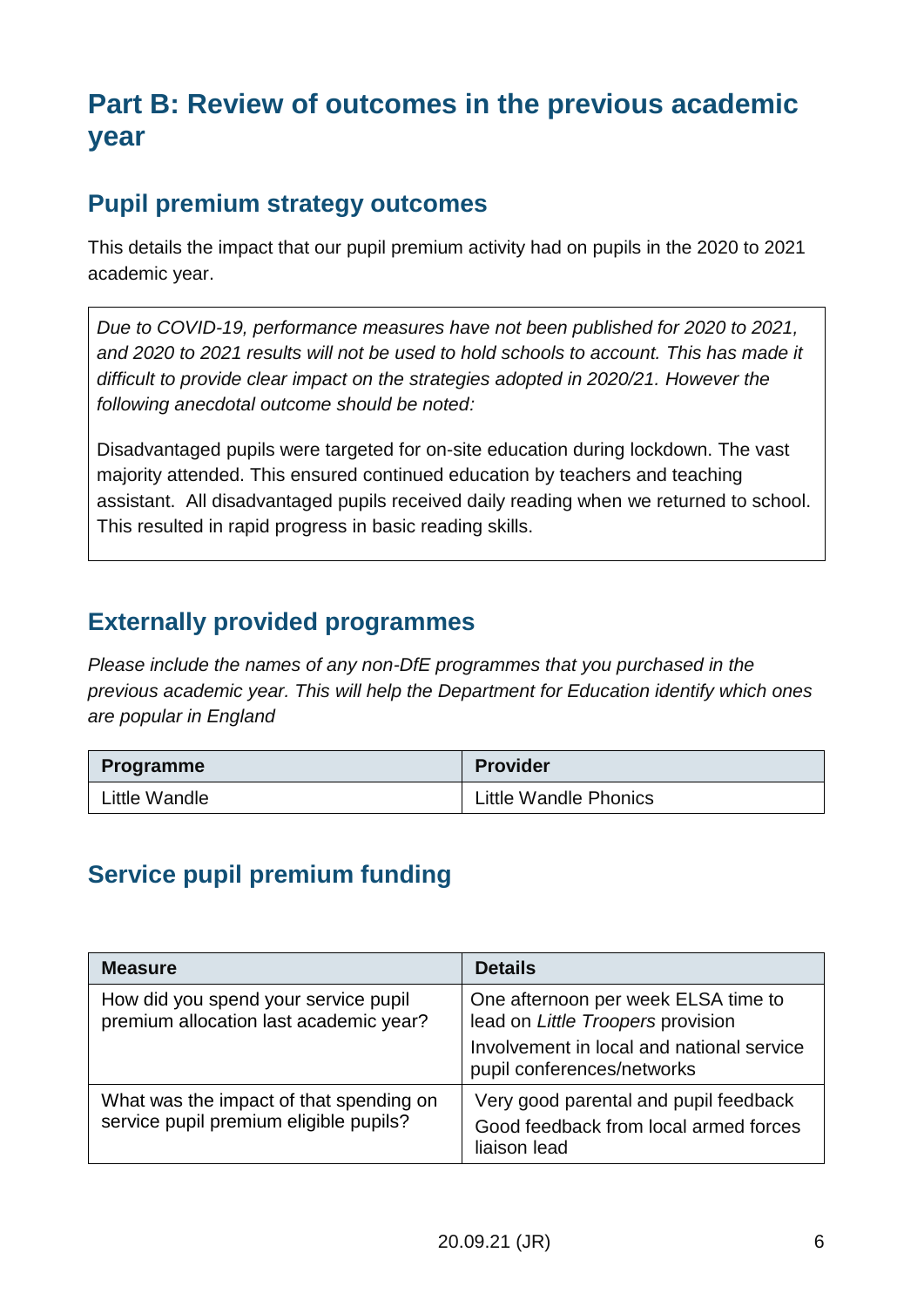# Part B: Review of outcomes in the previous academic year

## Pupil premium strategy outcomes

This details the impact that our pupil premium activity had on pupils in the 2020 to 2021 academic year.

> *Due to COVID-19, performance measures have not been published for 2020 to 2021, and 2020 to 2021 results will not be used to hold schools to account. This has made it difficult to provide clear impact on the strategies adopted in 2020/21. However the following anecdotal outcome should be noted:*
>
> Disadvantaged pupils were targeted for on-site education during lockdown. The vast majority attended. This ensured continued education by teachers and teaching assistant. All disadvantaged pupils received daily reading when we returned to school. This resulted in rapid progress in basic reading skills.

## Externally provided programmes

*Please include the names of any non-DfE programmes that you purchased in the previous academic year. This will help the Department for Education identify which ones are popular in England*

| Programme | Provider |
|---|---|
| Little Wandle | Little Wandle Phonics |

## Service pupil premium funding

| Measure | Details |
|---|---|
| How did you spend your service pupil premium allocation last academic year? | One afternoon per week ELSA time to lead on *Little Troopers* provision<br>Involvement in local and national service pupil conferences/networks |
| What was the impact of that spending on service pupil premium eligible pupils? | Very good parental and pupil feedback<br>Good feedback from local armed forces liaison lead |

20.09.21 (JR)